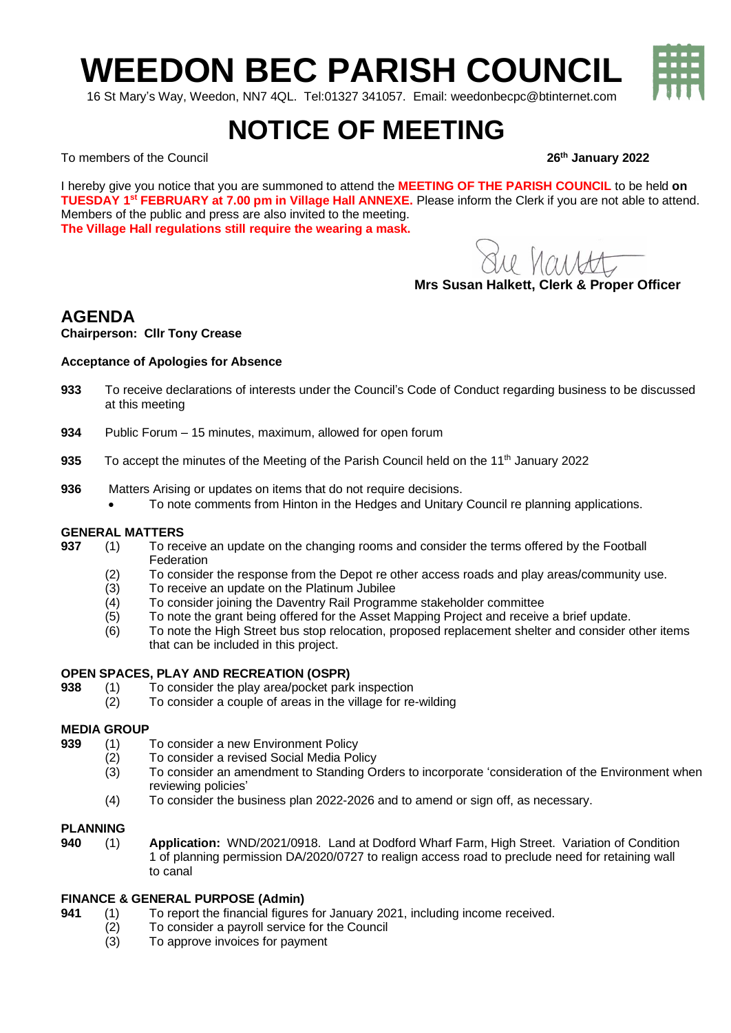# WEEDON BEC PARISH COUNCIL

16 St Mary's Way, Weedon, NN7 4QL. Tel:01327 341057. Email: weedonbecpc@btinternet.com

# NOTICE OF MEETING

To members of the Council **26th January 2022**

I hereby give you notice that you are summoned to attend the **MEETING OF THE PARISH COUNCIL** to be held **on TUESDAY 1st FEBRUARY at 7.00 pm in Village Hall ANNEXE.** Please inform the Clerk if you are not able to attend. Members of the public and press are also invited to the meeting.
**The Village Hall regulations still require the wearing a mask.**

Sue Halkett

**Mrs Susan Halkett, Clerk & Proper Officer**

## AGENDA

**Chairperson: Cllr Tony Crease**

**Acceptance of Apologies for Absence**

**933** To receive declarations of interests under the Council's Code of Conduct regarding business to be discussed at this meeting

**934** Public Forum – 15 minutes, maximum, allowed for open forum

**935** To accept the minutes of the Meeting of the Parish Council held on the 11th January 2022

**936** Matters Arising or updates on items that do not require decisions.

- To note comments from Hinton in the Hedges and Unitary Council re planning applications.

### GENERAL MATTERS

**937**
(1) To receive an update on the changing rooms and consider the terms offered by the Football Federation
(2) To consider the response from the Depot re other access roads and play areas/community use.
(3) To receive an update on the Platinum Jubilee
(4) To consider joining the Daventry Rail Programme stakeholder committee
(5) To note the grant being offered for the Asset Mapping Project and receive a brief update.
(6) To note the High Street bus stop relocation, proposed replacement shelter and consider other items that can be included in this project.

### OPEN SPACES, PLAY AND RECREATION (OSPR)

**938**
(1) To consider the play area/pocket park inspection
(2) To consider a couple of areas in the village for re-wilding

### MEDIA GROUP

**939**
(1) To consider a new Environment Policy
(2) To consider a revised Social Media Policy
(3) To consider an amendment to Standing Orders to incorporate 'consideration of the Environment when reviewing policies'
(4) To consider the business plan 2022-2026 and to amend or sign off, as necessary.

### PLANNING

**940**
(1) **Application:** WND/2021/0918. Land at Dodford Wharf Farm, High Street. Variation of Condition 1 of planning permission DA/2020/0727 to realign access road to preclude need for retaining wall to canal

### FINANCE & GENERAL PURPOSE (Admin)

**941**
(1) To report the financial figures for January 2021, including income received.
(2) To consider a payroll service for the Council
(3) To approve invoices for payment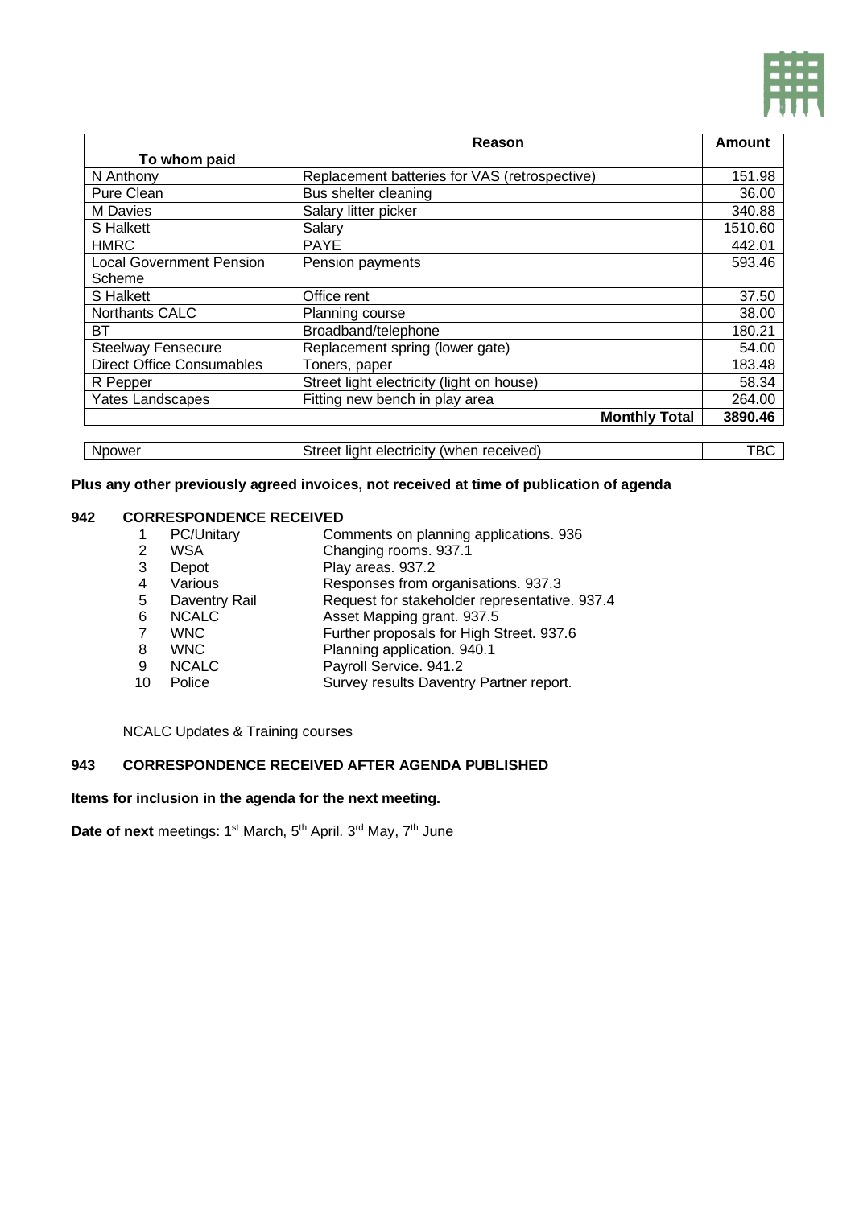| To whom paid | Reason | Amount |
|---|---|---|
| N Anthony | Replacement batteries for VAS (retrospective) | 151.98 |
| Pure Clean | Bus shelter cleaning | 36.00 |
| M Davies | Salary litter picker | 340.88 |
| S Halkett | Salary | 1510.60 |
| HMRC | PAYE | 442.01 |
| Local Government Pension Scheme | Pension payments | 593.46 |
| S Halkett | Office rent | 37.50 |
| Northants CALC | Planning course | 38.00 |
| BT | Broadband/telephone | 180.21 |
| Steelway Fensecure | Replacement spring (lower gate) | 54.00 |
| Direct Office Consumables | Toners, paper | 183.48 |
| R Pepper | Street light electricity (light on house) | 58.34 |
| Yates Landscapes | Fitting new bench in play area | 264.00 |
| | **Monthly Total** | **3890.46** |

| | | |
|---|---|---|
| Npower | Street light electricity (when received) | TBC |

**Plus any other previously agreed invoices, not received at time of publication of agenda**

**942 CORRESPONDENCE RECEIVED**

| | | |
|---|---|---|
| 1 | PC/Unitary | Comments on planning applications. 936 |
| 2 | WSA | Changing rooms. 937.1 |
| 3 | Depot | Play areas. 937.2 |
| 4 | Various | Responses from organisations. 937.3 |
| 5 | Daventry Rail | Request for stakeholder representative. 937.4 |
| 6 | NCALC | Asset Mapping grant. 937.5 |
| 7 | WNC | Further proposals for High Street. 937.6 |
| 8 | WNC | Planning application. 940.1 |
| 9 | NCALC | Payroll Service. 941.2 |
| 10 | Police | Survey results Daventry Partner report. |

NCALC Updates & Training courses

**943 CORRESPONDENCE RECEIVED AFTER AGENDA PUBLISHED**

**Items for inclusion in the agenda for the next meeting.**

**Date of next** meetings: 1st March, 5th April. 3rd May, 7th June